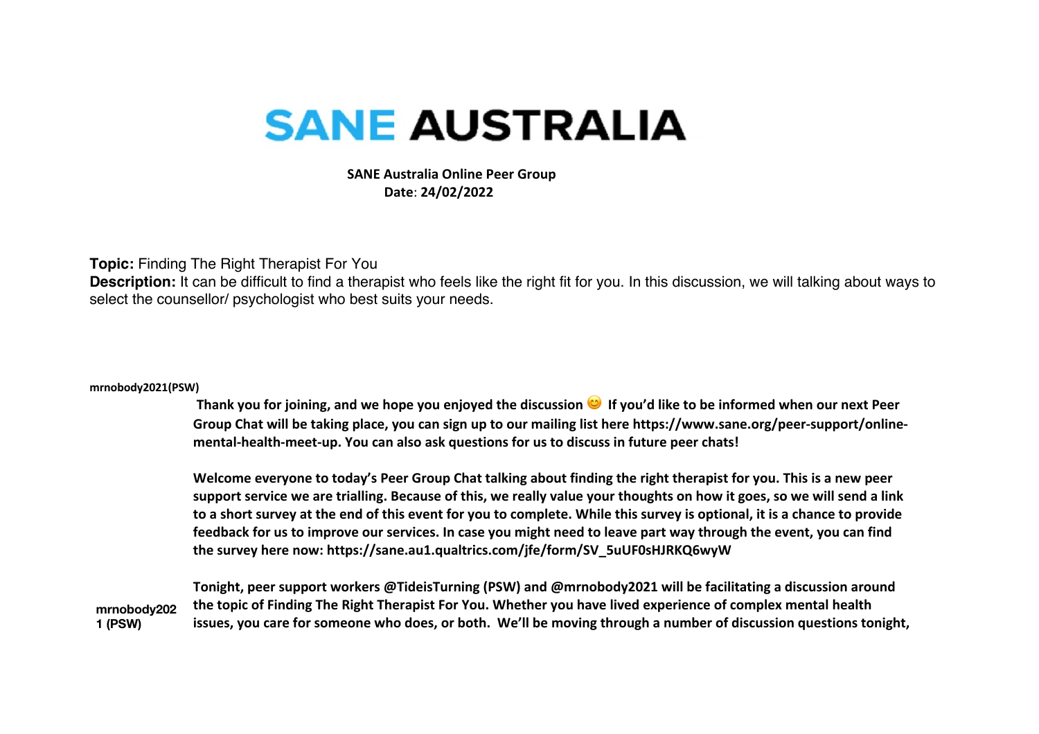# SANE AUSTRALIA

**SANE Australia Online Peer Group**
**Date: 24/02/2022**

**Topic:** Finding The Right Therapist For You

**Description:** It can be difficult to find a therapist who feels like the right fit for you. In this discussion, we will talking about ways to select the counsellor/ psychologist who best suits your needs.

**mrnobody2021(PSW)**

**Thank you for joining, and we hope you enjoyed the discussion 😊 If you'd like to be informed when our next Peer Group Chat will be taking place, you can sign up to our mailing list here https://www.sane.org/peer-support/online-mental-health-meet-up. You can also ask questions for us to discuss in future peer chats!**

**Welcome everyone to today's Peer Group Chat talking about finding the right therapist for you. This is a new peer support service we are trialling. Because of this, we really value your thoughts on how it goes, so we will send a link to a short survey at the end of this event for you to complete. While this survey is optional, it is a chance to provide feedback for us to improve our services. In case you might need to leave part way through the event, you can find the survey here now: https://sane.au1.qualtrics.com/jfe/form/SV_5uUF0sHJRKQ6wyW**

**mrnobody2021 (PSW)**

**Tonight, peer support workers @TideisTurning (PSW) and @mrnobody2021 will be facilitating a discussion around the topic of Finding The Right Therapist For You. Whether you have lived experience of complex mental health issues, you care for someone who does, or both. We'll be moving through a number of discussion questions tonight,**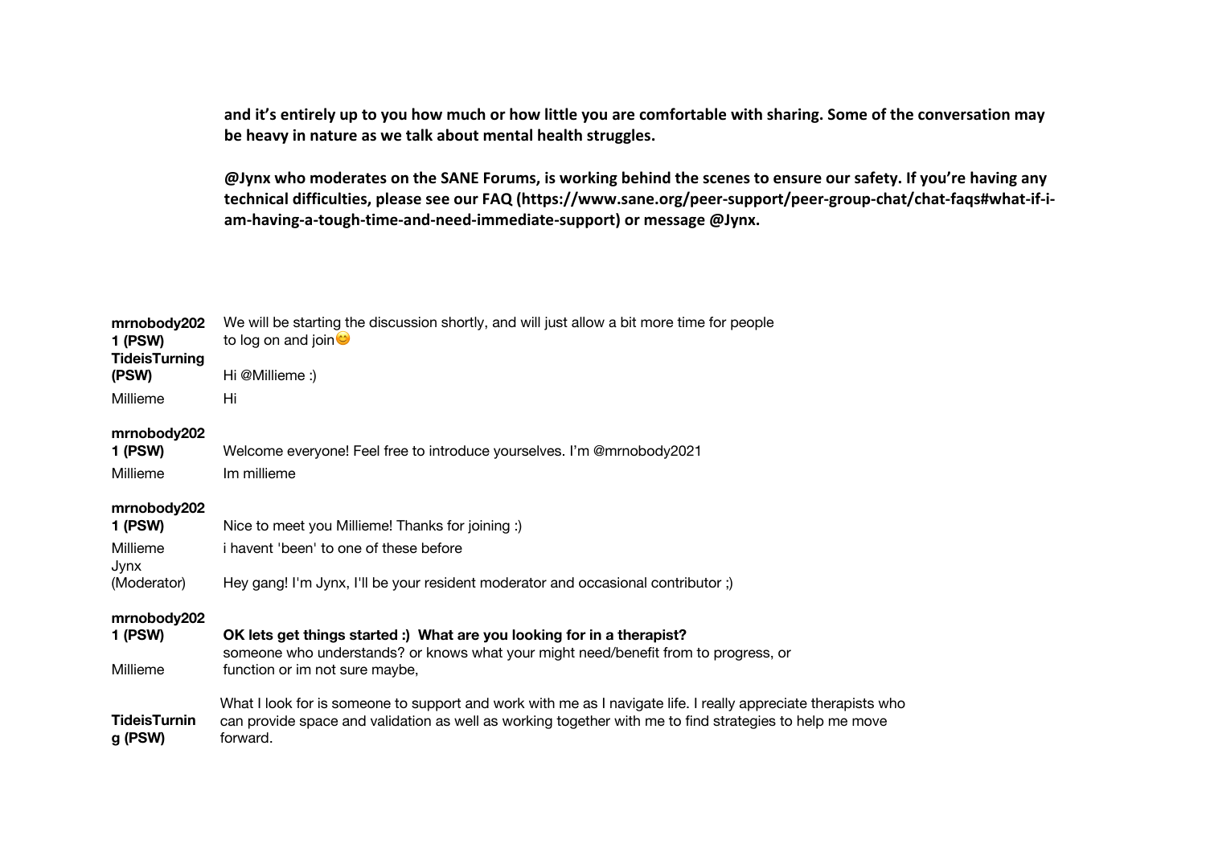**and it's entirely up to you how much or how little you are comfortable with sharing. Some of the conversation may be heavy in nature as we talk about mental health struggles.**

**@Jynx who moderates on the SANE Forums, is working behind the scenes to ensure our safety. If you're having any technical difficulties, please see our FAQ (https://www.sane.org/peer-support/peer-group-chat/chat-faqs#what-if-i-am-having-a-tough-time-and-need-immediate-support) or message @Jynx.**

| | |
|---|---|
| **mrnobody2021 (PSW)** | We will be starting the discussion shortly, and will just allow a bit more time for people to log on and join😊 |
| **TideisTurning (PSW)** | Hi @Millieme :) |
| Millieme | Hi |
| **mrnobody2021 (PSW)** | Welcome everyone! Feel free to introduce yourselves. I'm @mrnobody2021 |
| Millieme | Im millieme |
| **mrnobody2021 (PSW)** | Nice to meet you Millieme! Thanks for joining :) |
| Millieme | i havent 'been' to one of these before |
| Jynx (Moderator) | Hey gang! I'm Jynx, I'll be your resident moderator and occasional contributor ;) |
| **mrnobody2021 (PSW)** | **OK lets get things started :) What are you looking for in a therapist?** |
| Millieme | someone who understands? or knows what your might need/benefit from to progress, or function or im not sure maybe, |
| **TideisTurning (PSW)** | What I look for is someone to support and work with me as I navigate life. I really appreciate therapists who can provide space and validation as well as working together with me to find strategies to help me move forward. |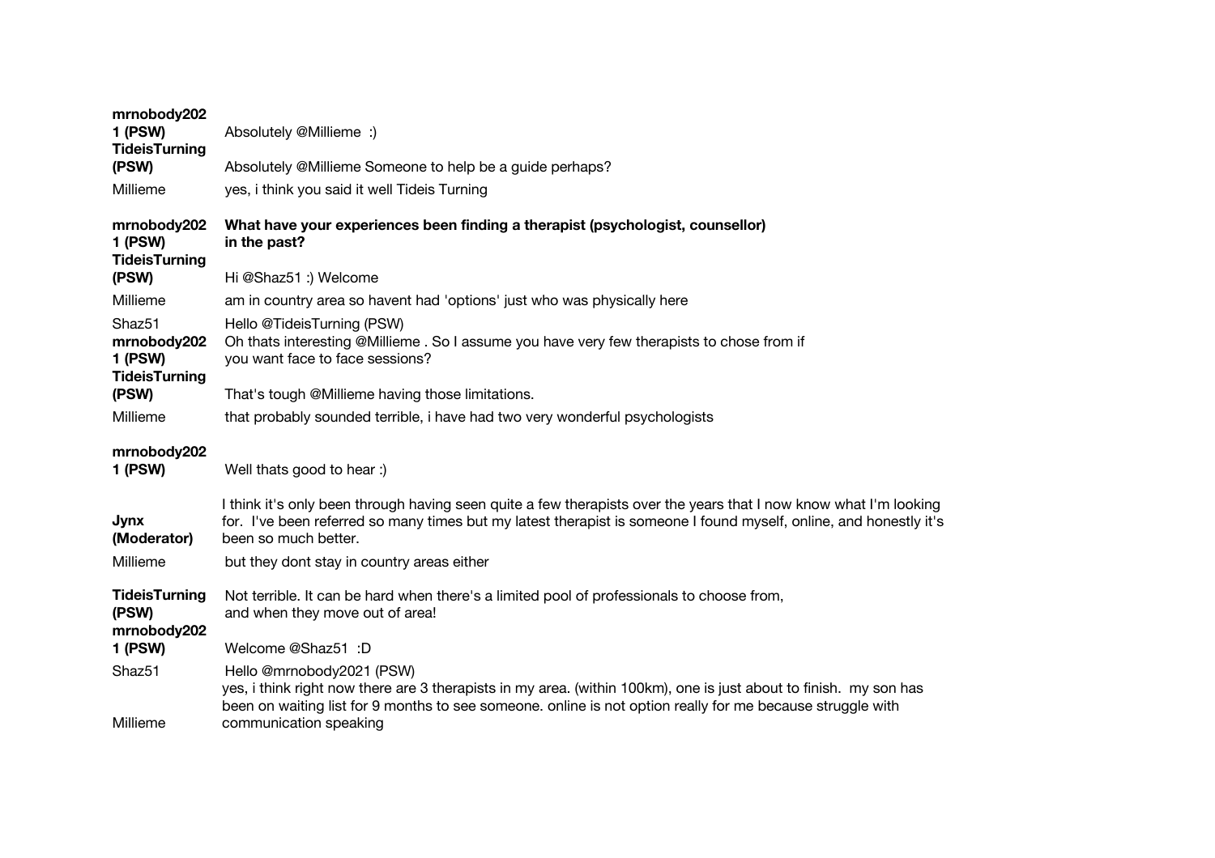| | |
|---|---|
| **mrnobody2021 (PSW)** | Absolutely @Millieme :) |
| **TideisTurning (PSW)** | Absolutely @Millieme Someone to help be a guide perhaps? |
| Millieme | yes, i think you said it well Tideis Turning |
| **mrnobody2021 (PSW)** | **What have your experiences been finding a therapist (psychologist, counsellor) in the past?** |
| **TideisTurning (PSW)** | Hi @Shaz51 :) Welcome |
| Millieme | am in country area so havent had 'options' just who was physically here |
| Shaz51 | Hello @TideisTurning (PSW) |
| **mrnobody2021 (PSW)** | Oh thats interesting @Millieme . So I assume you have very few therapists to chose from if you want face to face sessions? |
| **TideisTurning (PSW)** | That's tough @Millieme having those limitations. |
| Millieme | that probably sounded terrible, i have had two very wonderful psychologists |
| **mrnobody2021 (PSW)** | Well thats good to hear :) |
| **Jynx (Moderator)** | I think it's only been through having seen quite a few therapists over the years that I now know what I'm looking for. I've been referred so many times but my latest therapist is someone I found myself, online, and honestly it's been so much better. |
| Millieme | but they dont stay in country areas either |
| **TideisTurning (PSW)** | Not terrible. It can be hard when there's a limited pool of professionals to choose from, and when they move out of area! |
| **mrnobody2021 (PSW)** | Welcome @Shaz51 :D |
| Shaz51 | Hello @mrnobody2021 (PSW) |
| Millieme | yes, i think right now there are 3 therapists in my area. (within 100km), one is just about to finish. my son has been on waiting list for 9 months to see someone. online is not option really for me because struggle with communication speaking |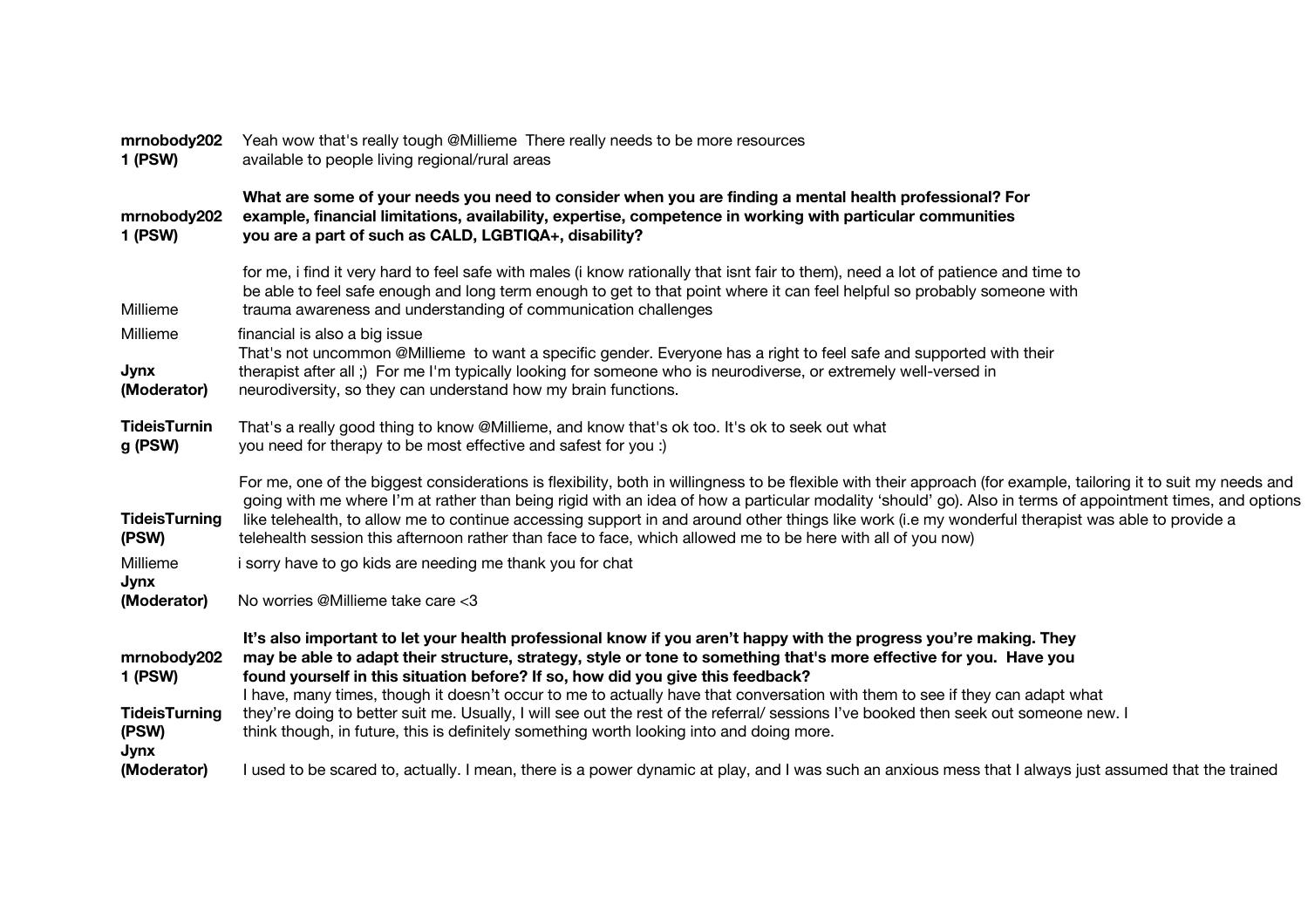**mrnobody2021 (PSW)** Yeah wow that's really tough @Millieme There really needs to be more resources available to people living regional/rural areas

**mrnobody2021 (PSW)** **What are some of your needs you need to consider when you are finding a mental health professional? For example, financial limitations, availability, expertise, competence in working with particular communities you are a part of such as CALD, LGBTIQA+, disability?**

Millieme for me, i find it very hard to feel safe with males (i know rationally that isnt fair to them), need a lot of patience and time to be able to feel safe enough and long term enough to get to that point where it can feel helpful so probably someone with trauma awareness and understanding of communication challenges

Millieme financial is also a big issue

**Jynx (Moderator)** That's not uncommon @Millieme to want a specific gender. Everyone has a right to feel safe and supported with their therapist after all ;) For me I'm typically looking for someone who is neurodiverse, or extremely well-versed in neurodiversity, so they can understand how my brain functions.

**TideisTurning (PSW)** That's a really good thing to know @Millieme, and know that's ok too. It's ok to seek out what you need for therapy to be most effective and safest for you :)

**TideisTurning (PSW)** For me, one of the biggest considerations is flexibility, both in willingness to be flexible with their approach (for example, tailoring it to suit my needs and going with me where I'm at rather than being rigid with an idea of how a particular modality 'should' go). Also in terms of appointment times, and options like telehealth, to allow me to continue accessing support in and around other things like work (i.e my wonderful therapist was able to provide a telehealth session this afternoon rather than face to face, which allowed me to be here with all of you now)

Millieme i sorry have to go kids are needing me thank you for chat

**Jynx (Moderator)** No worries @Millieme take care <3

**mrnobody2021 (PSW)** **It's also important to let your health professional know if you aren't happy with the progress you're making. They may be able to adapt their structure, strategy, style or tone to something that's more effective for you. Have you found yourself in this situation before? If so, how did you give this feedback?**

**TideisTurning (PSW)** I have, many times, though it doesn't occur to me to actually have that conversation with them to see if they can adapt what they're doing to better suit me. Usually, I will see out the rest of the referral/ sessions I've booked then seek out someone new. I think though, in future, this is definitely something worth looking into and doing more.

**Jynx (Moderator)** I used to be scared to, actually. I mean, there is a power dynamic at play, and I was such an anxious mess that I always just assumed that the trained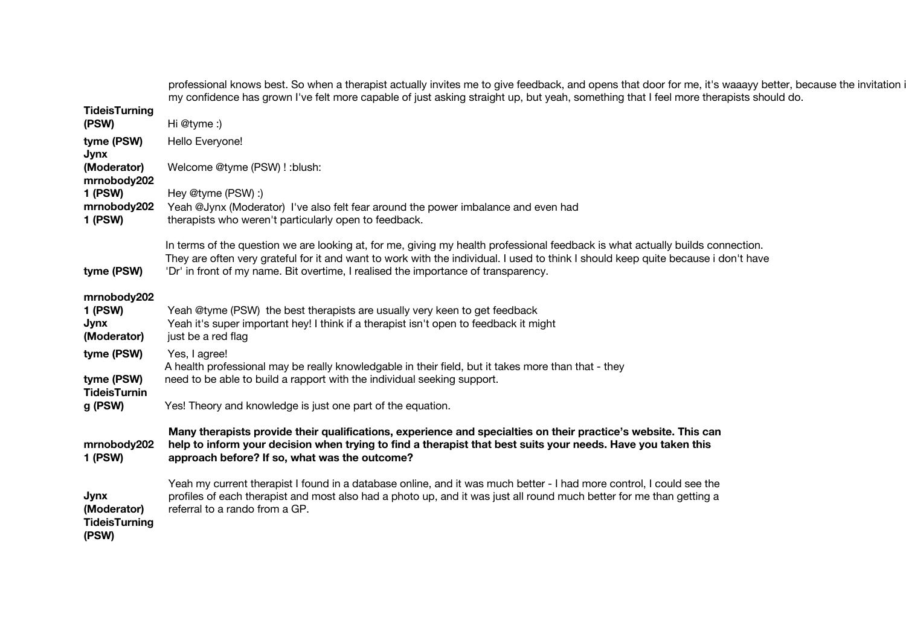professional knows best. So when a therapist actually invites me to give feedback, and opens that door for me, it's waaayy better, because the invitation i my confidence has grown I've felt more capable of just asking straight up, but yeah, something that I feel more therapists should do.

| | |
|---|---|
| **TideisTurning (PSW)** | Hi @tyme :) |
| **tyme (PSW)** | Hello Everyone! |
| **Jynx (Moderator)** | Welcome @tyme (PSW) ! :blush: |
| **mrnobody2021 (PSW)** | Hey @tyme (PSW) :) |
| **mrnobody2021 (PSW)** | Yeah @Jynx (Moderator) I've also felt fear around the power imbalance and even had therapists who weren't particularly open to feedback. |
| **tyme (PSW)** | In terms of the question we are looking at, for me, giving my health professional feedback is what actually builds connection. They are often very grateful for it and want to work with the individual. I used to think I should keep quite because i don't have 'Dr' in front of my name. Bit overtime, I realised the importance of transparency. |
| **mrnobody2021 (PSW)** | Yeah @tyme (PSW) the best therapists are usually very keen to get feedback |
| **Jynx (Moderator)** | Yeah it's super important hey! I think if a therapist isn't open to feedback it might just be a red flag |
| **tyme (PSW)** | Yes, I agree! |
| **tyme (PSW)** | A health professional may be really knowledgable in their field, but it takes more than that - they need to be able to build a rapport with the individual seeking support. |
| **TideisTurning (PSW)** | Yes! Theory and knowledge is just one part of the equation. |
| **mrnobody2021 (PSW)** | **Many therapists provide their qualifications, experience and specialties on their practice's website. This can help to inform your decision when trying to find a therapist that best suits your needs. Have you taken this approach before? If so, what was the outcome?** |
| **Jynx (Moderator)** | Yeah my current therapist I found in a database online, and it was much better - I had more control, I could see the profiles of each therapist and most also had a photo up, and it was just all round much better for me than getting a referral to a rando from a GP. |
| **TideisTurning (PSW)** | |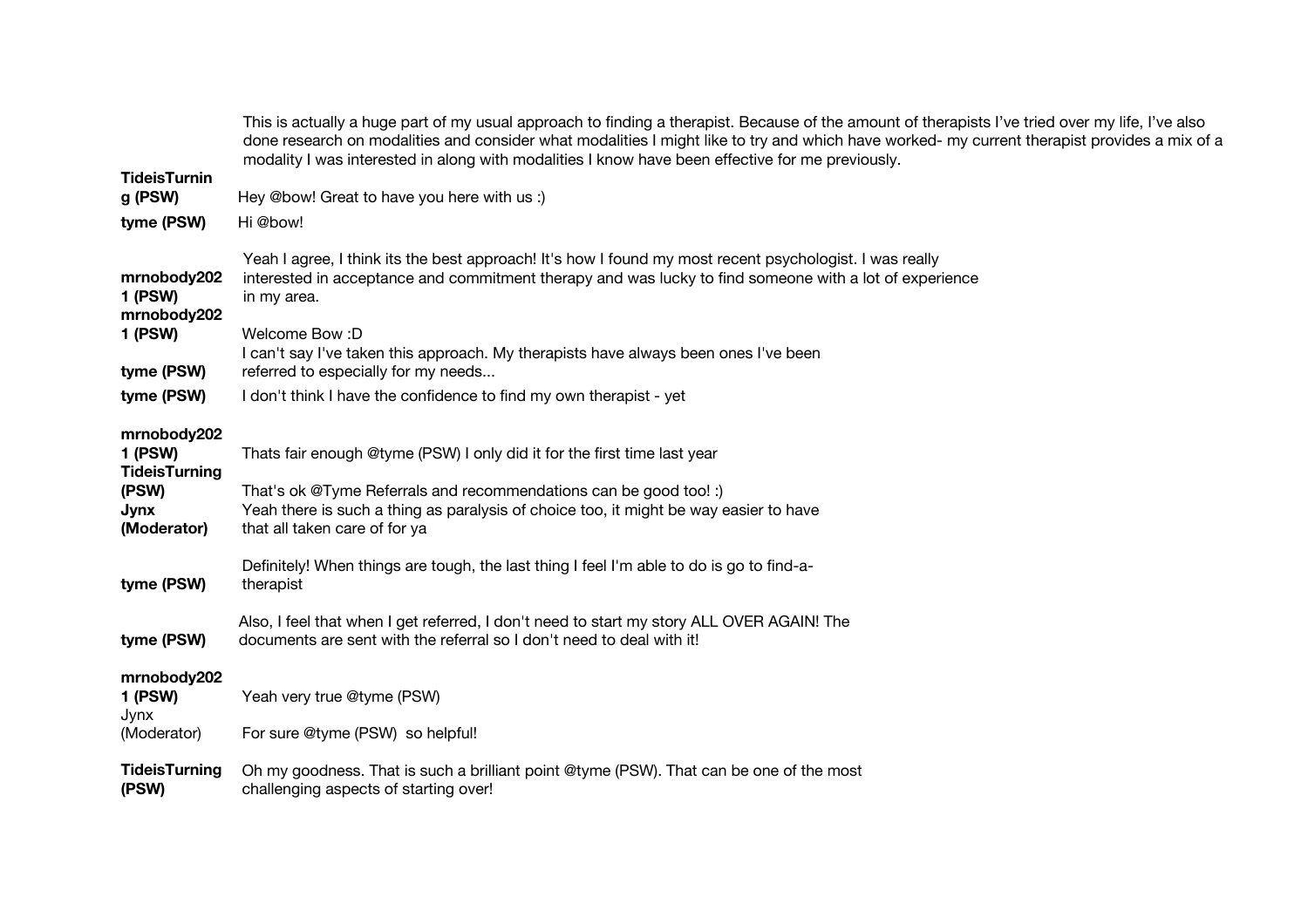| | |
|---|---|
| | This is actually a huge part of my usual approach to finding a therapist. Because of the amount of therapists I've tried over my life, I've also done research on modalities and consider what modalities I might like to try and which have worked- my current therapist provides a mix of a modality I was interested in along with modalities I know have been effective for me previously. |
| **TideisTurning (PSW)** | Hey @bow! Great to have you here with us :) |
| **tyme (PSW)** | Hi @bow! |
| **mrnobody2021 (PSW)** | Yeah I agree, I think its the best approach! It's how I found my most recent psychologist. I was really interested in acceptance and commitment therapy and was lucky to find someone with a lot of experience in my area. |
| **mrnobody2021 (PSW)** | Welcome Bow :D |
| **tyme (PSW)** | I can't say I've taken this approach. My therapists have always been ones I've been referred to especially for my needs... |
| **tyme (PSW)** | I don't think I have the confidence to find my own therapist - yet |
| **mrnobody2021 (PSW)** | Thats fair enough @tyme (PSW) I only did it for the first time last year |
| **TideisTurning (PSW)** | That's ok @Tyme Referrals and recommendations can be good too! :) |
| **Jynx (Moderator)** | Yeah there is such a thing as paralysis of choice too, it might be way easier to have that all taken care of for ya |
| **tyme (PSW)** | Definitely! When things are tough, the last thing I feel I'm able to do is go to find-a-therapist |
| **tyme (PSW)** | Also, I feel that when I get referred, I don't need to start my story ALL OVER AGAIN! The documents are sent with the referral so I don't need to deal with it! |
| **mrnobody2021 (PSW)** | Yeah very true @tyme (PSW) |
| Jynx (Moderator) | For sure @tyme (PSW) so helpful! |
| **TideisTurning (PSW)** | Oh my goodness. That is such a brilliant point @tyme (PSW). That can be one of the most challenging aspects of starting over! |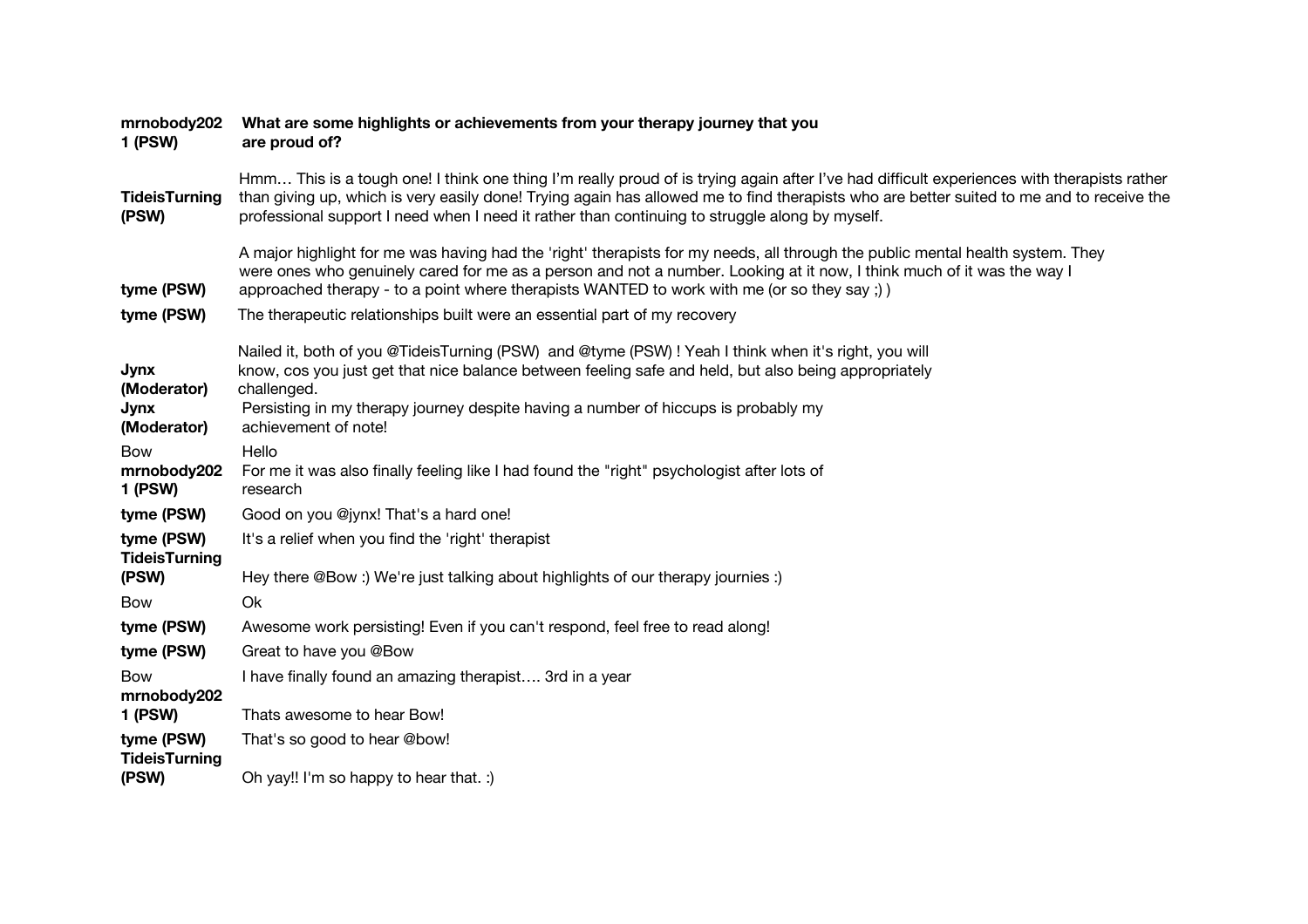**mrnobody2021 (PSW)** **What are some highlights or achievements from your therapy journey that you are proud of?**

**TideisTurning (PSW)** Hmm… This is a tough one! I think one thing I'm really proud of is trying again after I've had difficult experiences with therapists rather than giving up, which is very easily done! Trying again has allowed me to find therapists who are better suited to me and to receive the professional support I need when I need it rather than continuing to struggle along by myself.

**tyme (PSW)** A major highlight for me was having had the 'right' therapists for my needs, all through the public mental health system. They were ones who genuinely cared for me as a person and not a number. Looking at it now, I think much of it was the way I approached therapy - to a point where therapists WANTED to work with me (or so they say ;) )

**tyme (PSW)** The therapeutic relationships built were an essential part of my recovery

**Jynx (Moderator)** Nailed it, both of you @TideisTurning (PSW) and @tyme (PSW) ! Yeah I think when it's right, you will know, cos you just get that nice balance between feeling safe and held, but also being appropriately challenged.

**Jynx (Moderator)** Persisting in my therapy journey despite having a number of hiccups is probably my achievement of note!

Bow Hello

**mrnobody2021 (PSW)** For me it was also finally feeling like I had found the "right" psychologist after lots of research

**tyme (PSW)** Good on you @jynx! That's a hard one!

**tyme (PSW)** It's a relief when you find the 'right' therapist

**TideisTurning (PSW)** Hey there @Bow :) We're just talking about highlights of our therapy journies :)

Bow Ok

**tyme (PSW)** Awesome work persisting! Even if you can't respond, feel free to read along!

**tyme (PSW)** Great to have you @Bow

Bow I have finally found an amazing therapist…. 3rd in a year

**mrnobody2021 (PSW)** Thats awesome to hear Bow!

**tyme (PSW)** That's so good to hear @bow!

**TideisTurning (PSW)** Oh yay!! I'm so happy to hear that. :)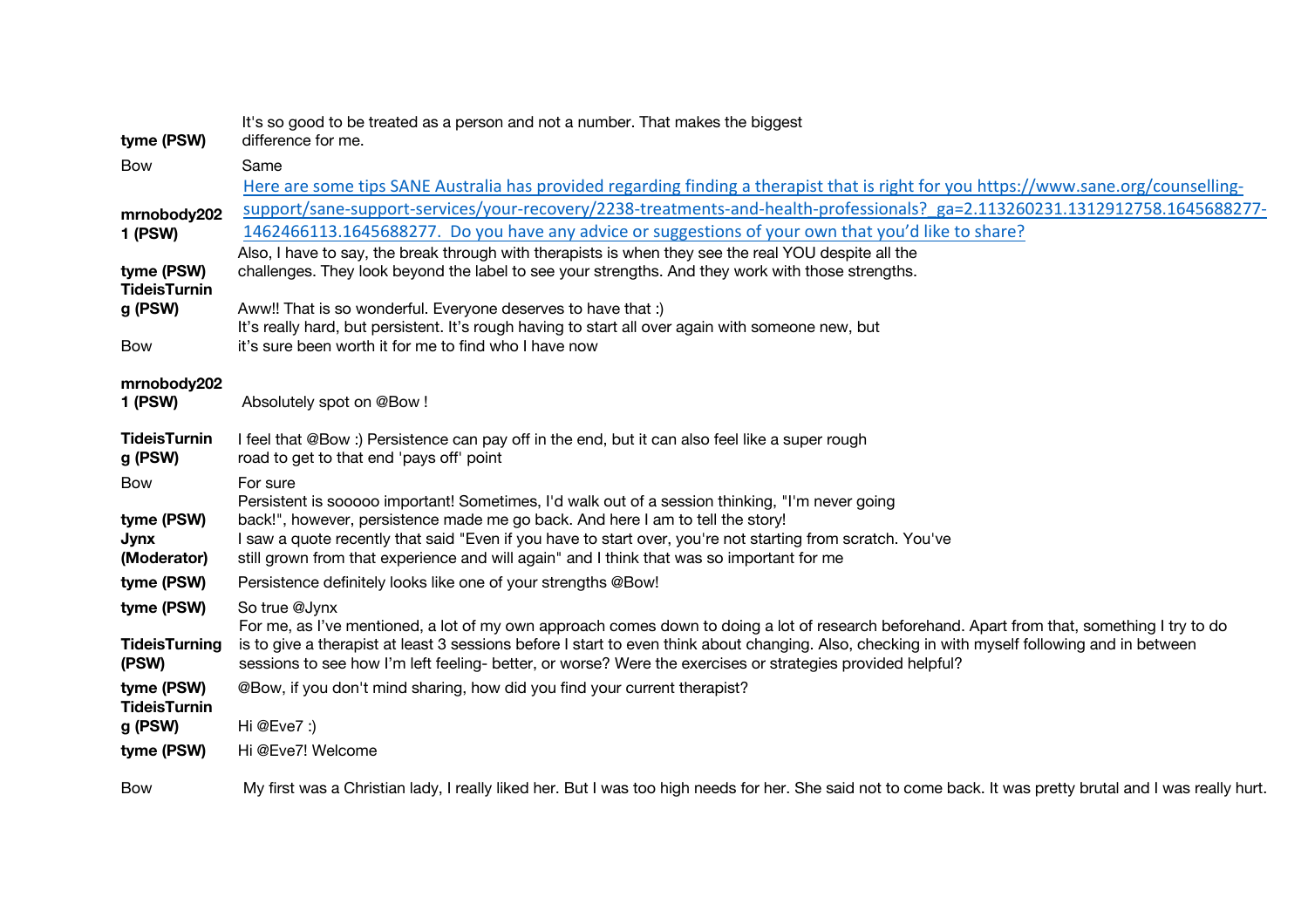| | |
|---|---|
| **tyme (PSW)** | It's so good to be treated as a person and not a number. That makes the biggest difference for me. |
| Bow | Same |
| **mrnobody2021 (PSW)** | Here are some tips SANE Australia has provided regarding finding a therapist that is right for you https://www.sane.org/counselling-support/sane-support-services/your-recovery/2238-treatments-and-health-professionals?_ga=2.113260231.1312912758.1645688277-1462466113.1645688277. Do you have any advice or suggestions of your own that you'd like to share? |
| **tyme (PSW)** | Also, I have to say, the break through with therapists is when they see the real YOU despite all the challenges. They look beyond the label to see your strengths. And they work with those strengths. |
| **TideisTurning (PSW)** | Aww!! That is so wonderful. Everyone deserves to have that :) |
| Bow | It's really hard, but persistent. It's rough having to start all over again with someone new, but it's sure been worth it for me to find who I have now |
| **mrnobody2021 (PSW)** | Absolutely spot on @Bow ! |
| **TideisTurning (PSW)** | I feel that @Bow :) Persistence can pay off in the end, but it can also feel like a super rough road to get to that end 'pays off' point |
| Bow | For sure |
| **tyme (PSW)** | Persistent is sooooo important! Sometimes, I'd walk out of a session thinking, "I'm never going back!", however, persistence made me go back. And here I am to tell the story! |
| **Jynx (Moderator)** | I saw a quote recently that said "Even if you have to start over, you're not starting from scratch. You've still grown from that experience and will again" and I think that was so important for me |
| **tyme (PSW)** | Persistence definitely looks like one of your strengths @Bow! |
| **tyme (PSW)** | So true @Jynx |
| **TideisTurning (PSW)** | For me, as I've mentioned, a lot of my own approach comes down to doing a lot of research beforehand. Apart from that, something I try to do is to give a therapist at least 3 sessions before I start to even think about changing. Also, checking in with myself following and in between sessions to see how I'm left feeling- better, or worse? Were the exercises or strategies provided helpful? |
| **tyme (PSW)** | @Bow, if you don't mind sharing, how did you find your current therapist? |
| **TideisTurning (PSW)** | Hi @Eve7 :) |
| **tyme (PSW)** | Hi @Eve7! Welcome |
| Bow | My first was a Christian lady, I really liked her. But I was too high needs for her. She said not to come back. It was pretty brutal and I was really hurt. |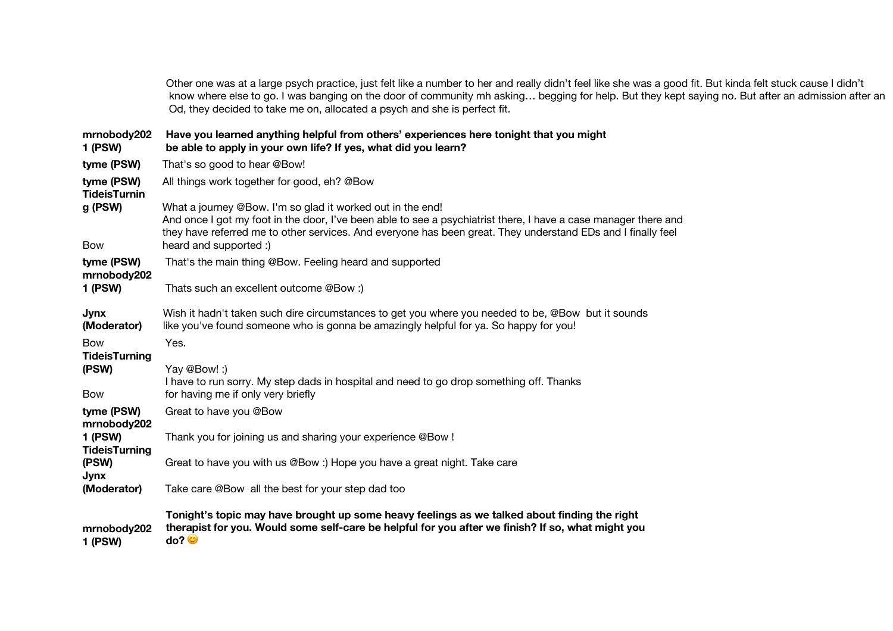Other one was at a large psych practice, just felt like a number to her and really didn't feel like she was a good fit. But kinda felt stuck cause I didn't know where else to go. I was banging on the door of community mh asking… begging for help. But they kept saying no. But after an admission after an Od, they decided to take me on, allocated a psych and she is perfect fit.

| | |
|---|---|
| **mrnobody2021 (PSW)** | **Have you learned anything helpful from others' experiences here tonight that you might be able to apply in your own life? If yes, what did you learn?** |
| **tyme (PSW)** | That's so good to hear @Bow! |
| **tyme (PSW)** | All things work together for good, eh? @Bow |
| **TideisTurning (PSW)** | What a journey @Bow. I'm so glad it worked out in the end! |
| Bow | And once I got my foot in the door, I've been able to see a psychiatrist there, I have a case manager there and they have referred me to other services. And everyone has been great. They understand EDs and I finally feel heard and supported :) |
| **tyme (PSW)** | That's the main thing @Bow. Feeling heard and supported |
| **mrnobody2021 (PSW)** | Thats such an excellent outcome @Bow :) |
| **Jynx (Moderator)** | Wish it hadn't taken such dire circumstances to get you where you needed to be, @Bow but it sounds like you've found someone who is gonna be amazingly helpful for ya. So happy for you! |
| Bow | Yes. |
| **TideisTurning (PSW)** | Yay @Bow! :) |
| Bow | I have to run sorry. My step dads in hospital and need to go drop something off. Thanks for having me if only very briefly |
| **tyme (PSW)** | Great to have you @Bow |
| **mrnobody2021 (PSW)** | Thank you for joining us and sharing your experience @Bow ! |
| **TideisTurning (PSW)** | Great to have you with us @Bow :) Hope you have a great night. Take care |
| **Jynx (Moderator)** | Take care @Bow all the best for your step dad too |
| **mrnobody2021 (PSW)** | **Tonight's topic may have brought up some heavy feelings as we talked about finding the right therapist for you. Would some self-care be helpful for you after we finish? If so, what might you do? 😊** |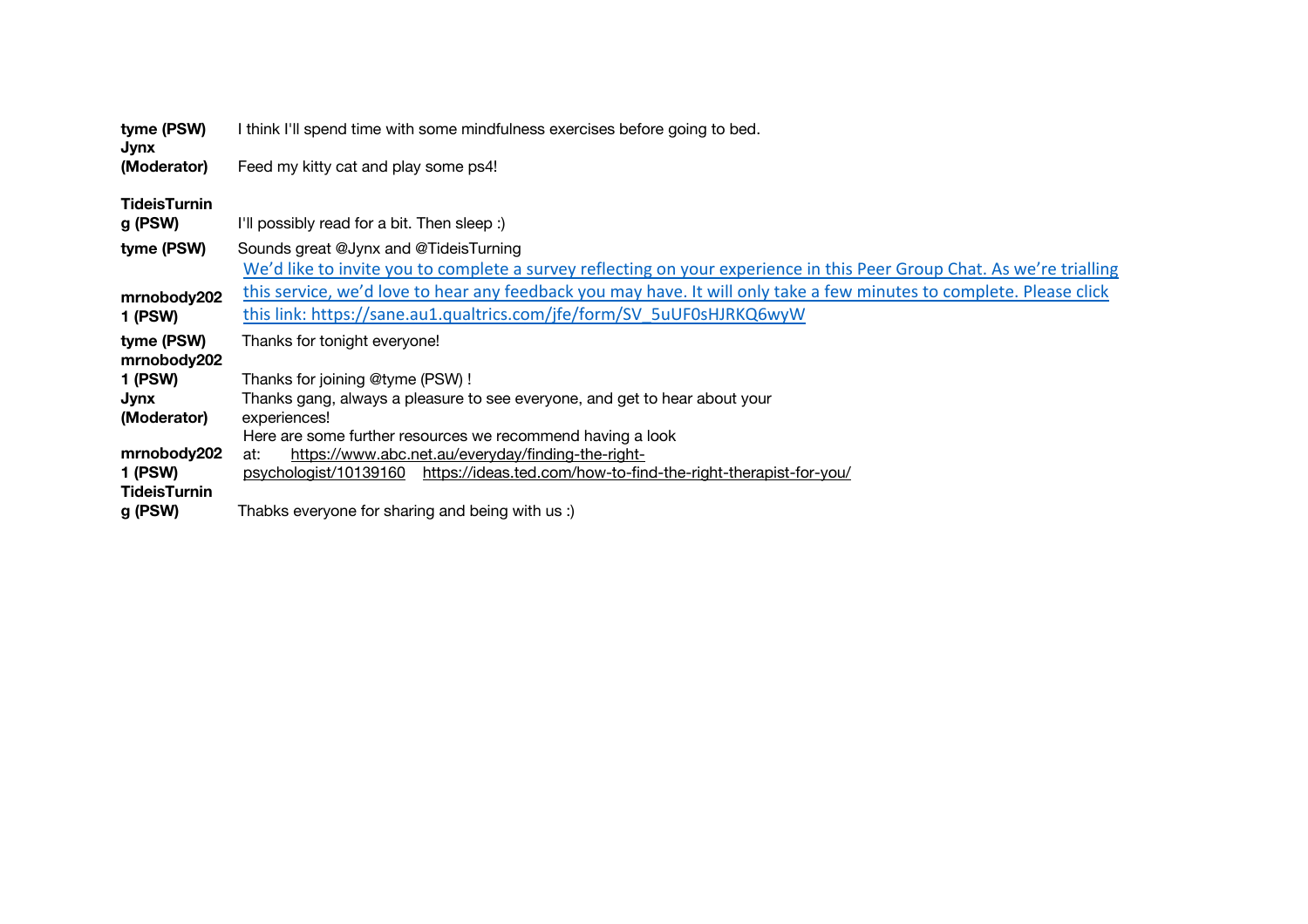| | |
|---|---|
| tyme (PSW) | I think I'll spend time with some mindfulness exercises before going to bed. |
| Jynx (Moderator) | Feed my kitty cat and play some ps4! |
| TideisTurning (PSW) | I'll possibly read for a bit. Then sleep :) |
| tyme (PSW) | Sounds great @Jynx and @TideisTurning |
| mrnobody2021 (PSW) | We'd like to invite you to complete a survey reflecting on your experience in this Peer Group Chat. As we're trialling this service, we'd love to hear any feedback you may have. It will only take a few minutes to complete. Please click this link: https://sane.au1.qualtrics.com/jfe/form/SV_5uUF0sHJRKQ6wyW |
| tyme (PSW) | Thanks for tonight everyone! |
| mrnobody2021 (PSW) | Thanks for joining @tyme (PSW) ! |
| Jynx (Moderator) | Thanks gang, always a pleasure to see everyone, and get to hear about your experiences! |
| mrnobody2021 (PSW) | Here are some further resources we recommend having a look at: https://www.abc.net.au/everyday/finding-the-right-psychologist/10139160 https://ideas.ted.com/how-to-find-the-right-therapist-for-you/ |
| TideisTurning (PSW) | Thabks everyone for sharing and being with us :) |